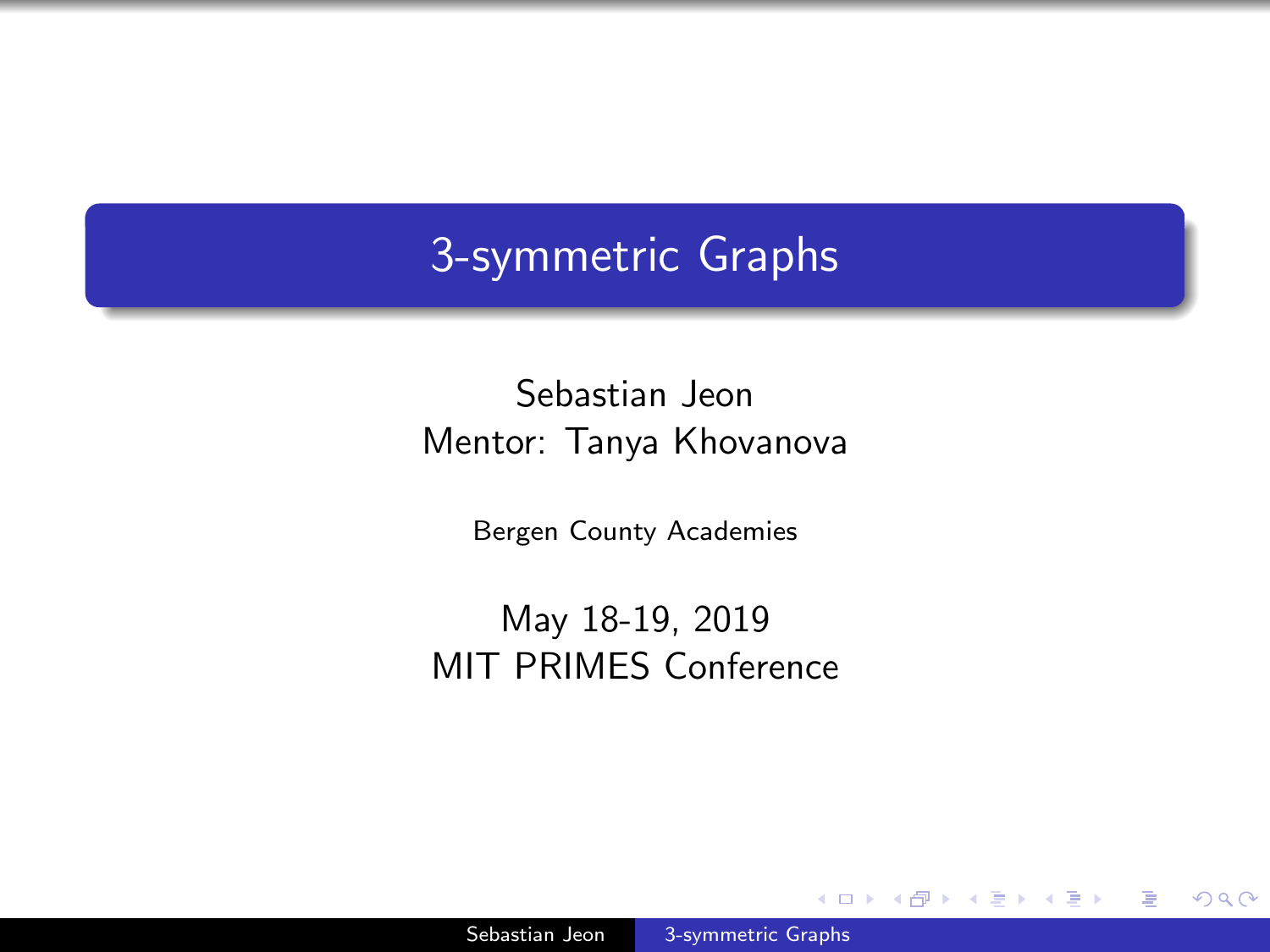# 3-symmetric Graphs

Sebastian Jeon
Mentor: Tanya Khovanova

Bergen County Academies

May 18-19, 2019
MIT PRIMES Conference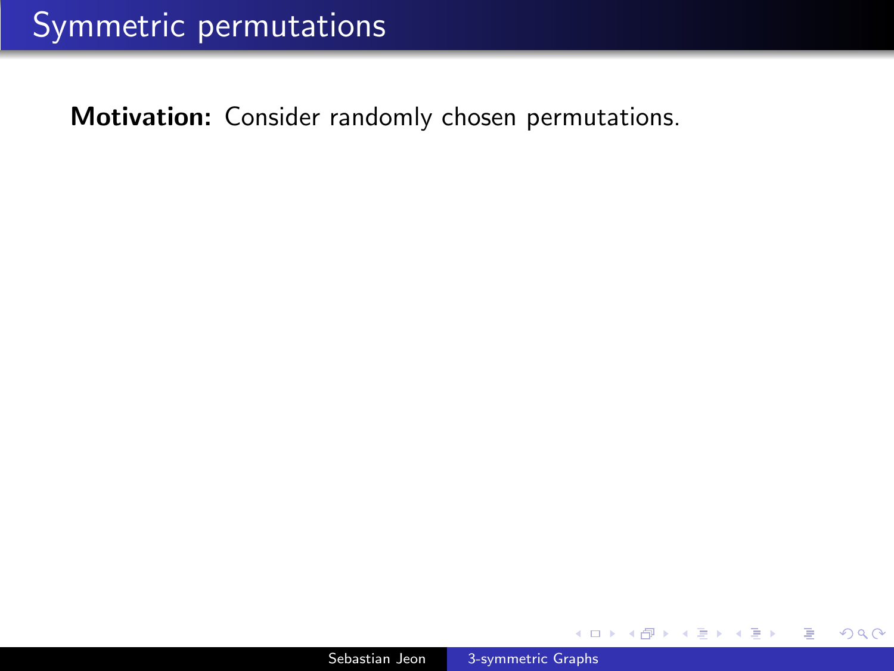# Symmetric permutations

**Motivation:** Consider randomly chosen permutations.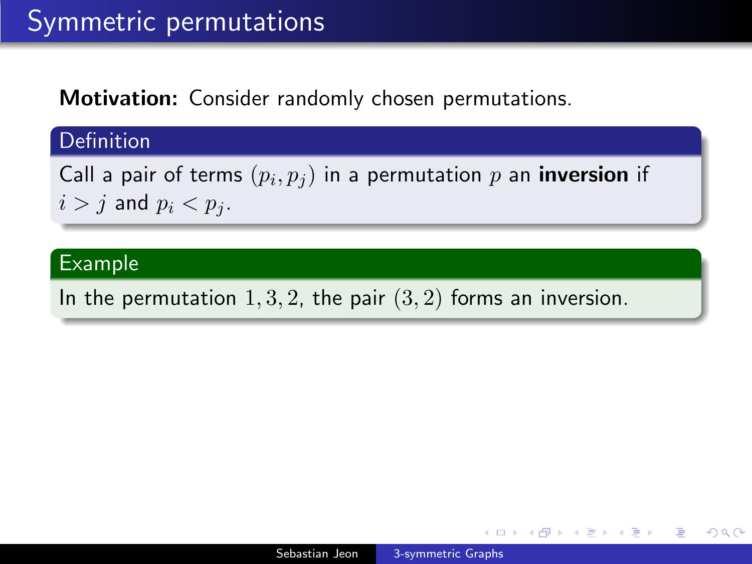# Symmetric permutations

**Motivation:** Consider randomly chosen permutations.

**Definition**

Call a pair of terms $(p_i, p_j)$ in a permutation $p$ an **inversion** if $i > j$ and $p_i < p_j$.

**Example**

In the permutation $1, 3, 2$, the pair $(3, 2)$ forms an inversion.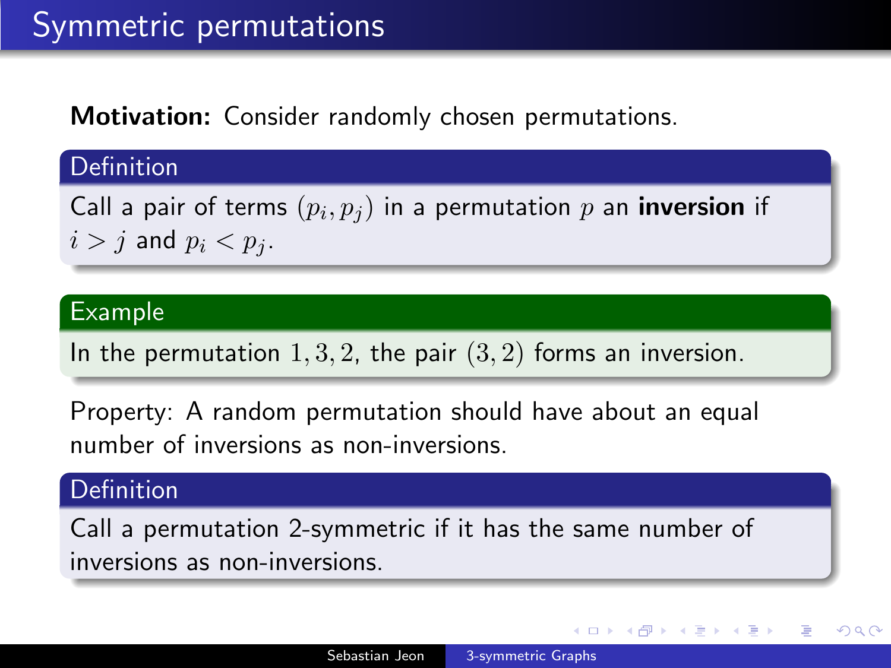# Symmetric permutations

**Motivation:** Consider randomly chosen permutations.

**Definition**

Call a pair of terms $(p_i, p_j)$ in a permutation $p$ an **inversion** if $i > j$ and $p_i < p_j$.

**Example**

In the permutation $1, 3, 2$, the pair $(3, 2)$ forms an inversion.

Property: A random permutation should have about an equal number of inversions as non-inversions.

**Definition**

Call a permutation 2-symmetric if it has the same number of inversions as non-inversions.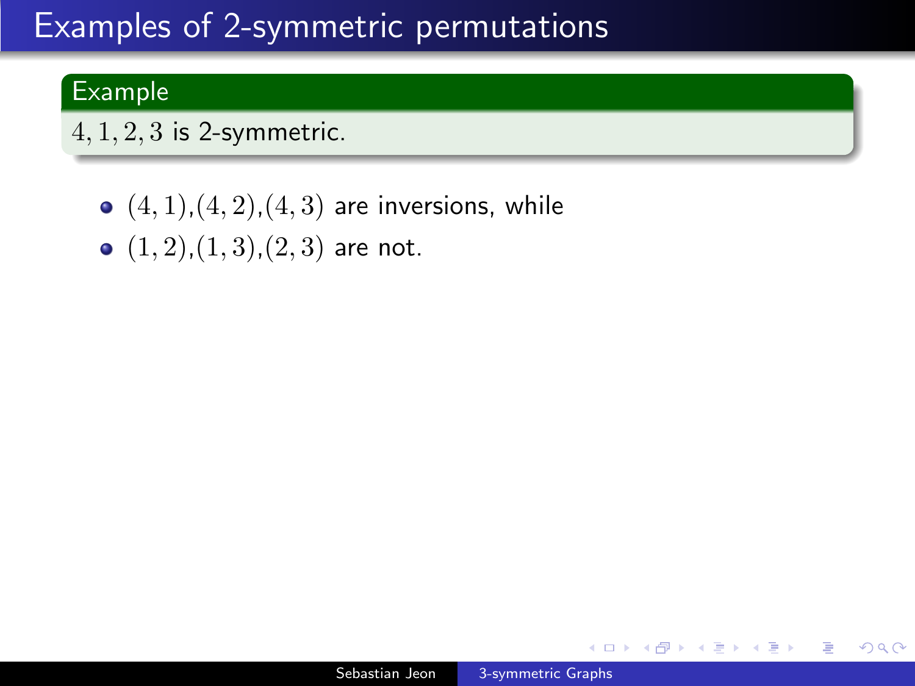# Examples of 2-symmetric permutations

**Example**

$4, 1, 2, 3$ is 2-symmetric.

- $(4, 1)$,$(4, 2)$,$(4, 3)$ are inversions, while
- $(1, 2)$,$(1, 3)$,$(2, 3)$ are not.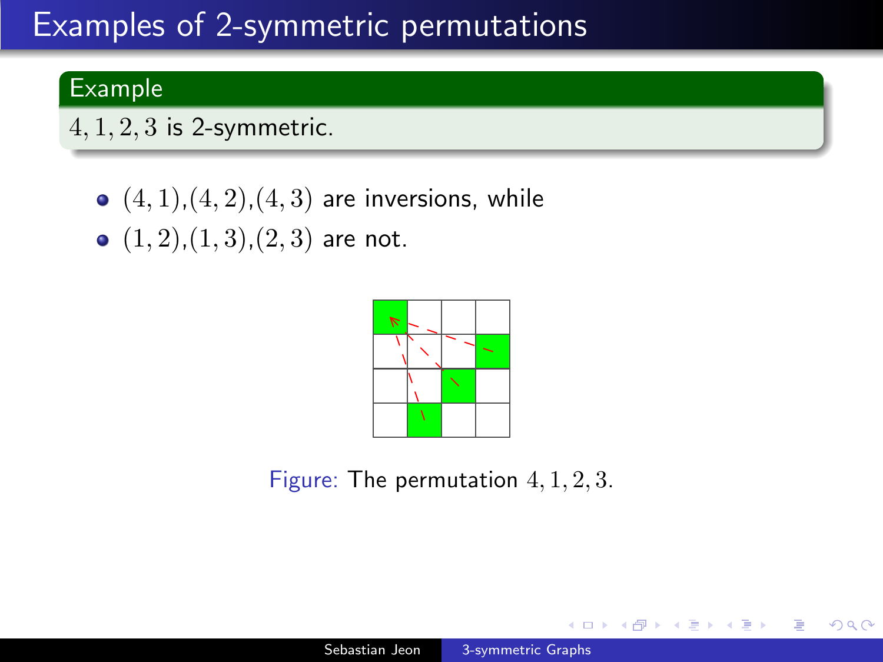# Examples of 2-symmetric permutations

**Example**

$4, 1, 2, 3$ is 2-symmetric.

- $(4, 1)$,$(4, 2)$,$(4, 3)$ are inversions, while
- $(1, 2)$,$(1, 3)$,$(2, 3)$ are not.

Figure: The permutation $4, 1, 2, 3$.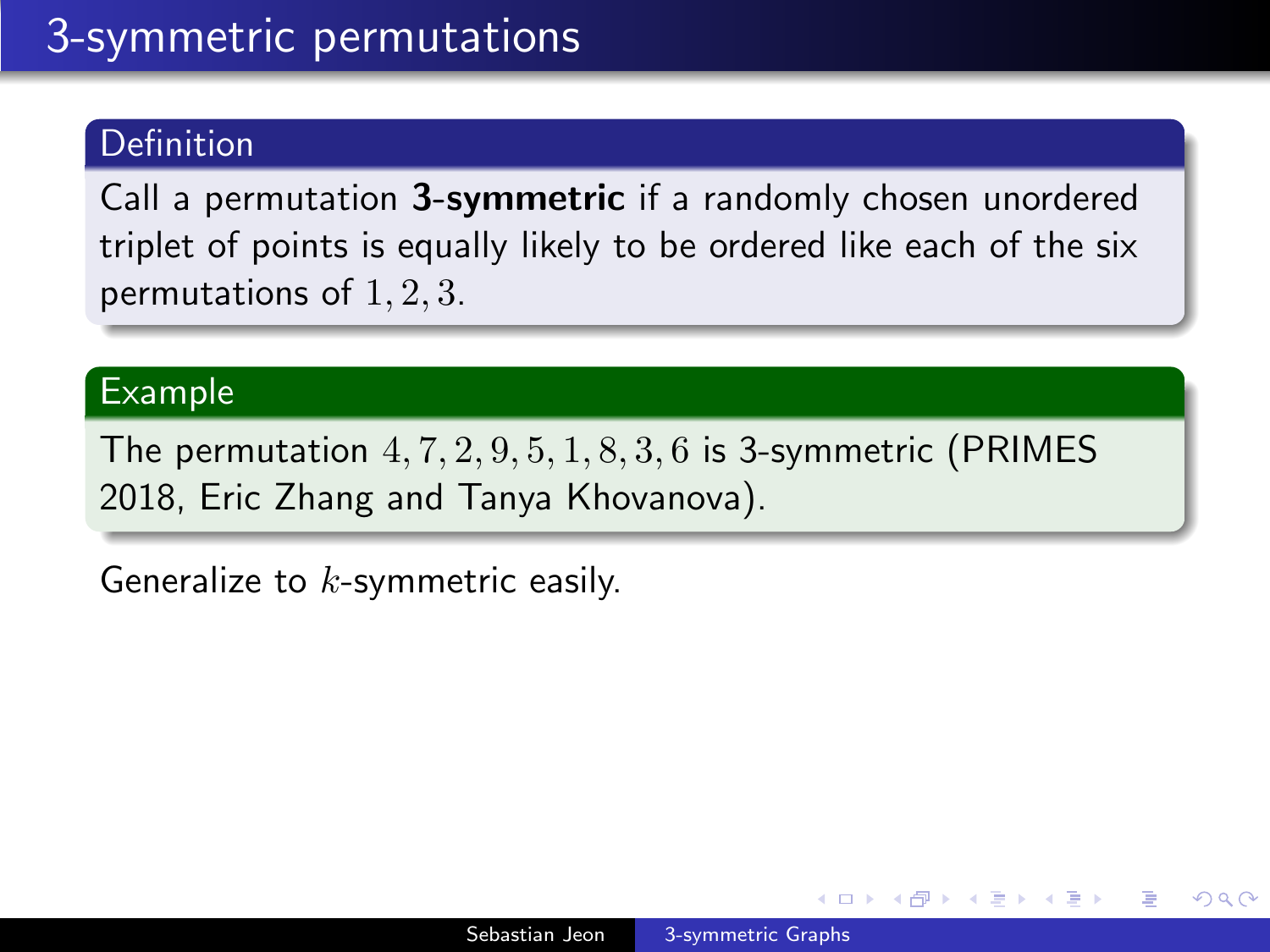# 3-symmetric permutations

**Definition**

Call a permutation **3-symmetric** if a randomly chosen unordered triplet of points is equally likely to be ordered like each of the six permutations of $1, 2, 3$.

**Example**

The permutation $4, 7, 2, 9, 5, 1, 8, 3, 6$ is 3-symmetric (PRIMES 2018, Eric Zhang and Tanya Khovanova).

Generalize to $k$-symmetric easily.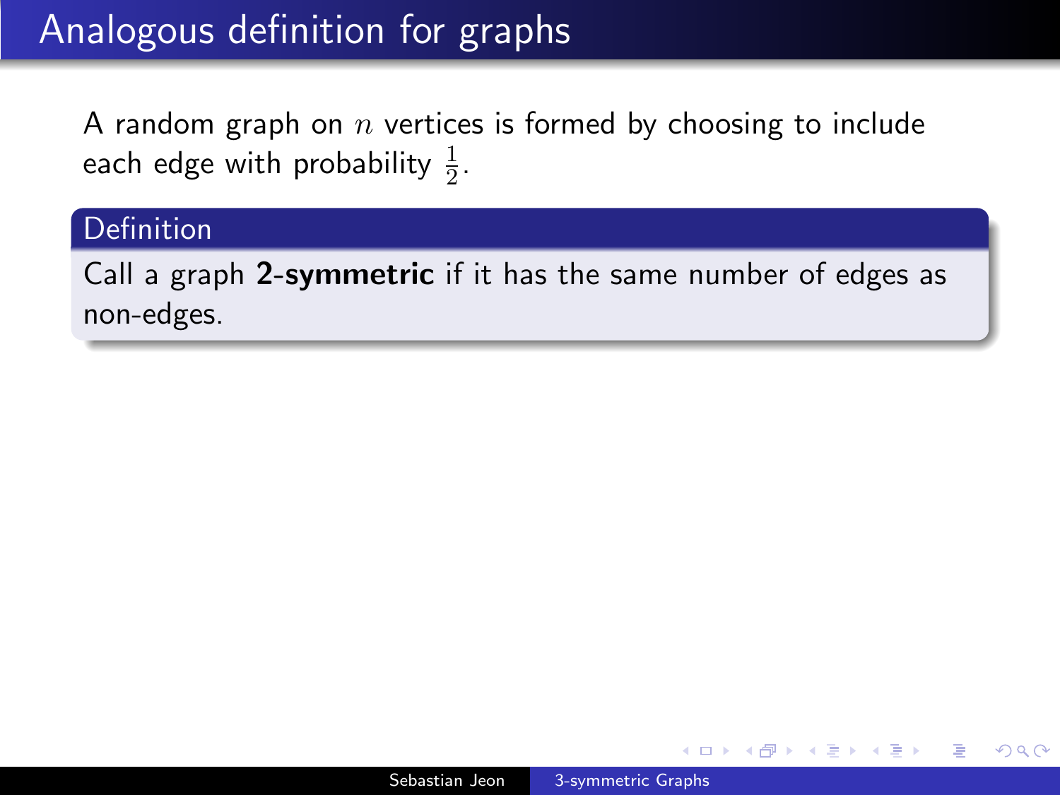# Analogous definition for graphs

A random graph on $n$ vertices is formed by choosing to include each edge with probability $\frac{1}{2}$.

**Definition**

Call a graph **2-symmetric** if it has the same number of edges as non-edges.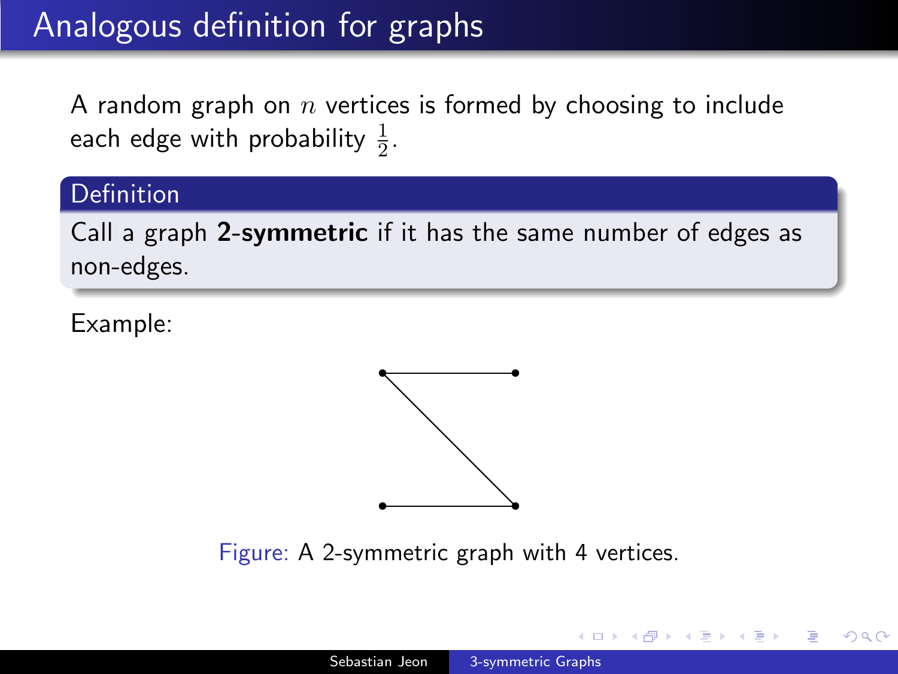# Analogous definition for graphs

A random graph on $n$ vertices is formed by choosing to include each edge with probability $\frac{1}{2}$.

**Definition**

Call a graph **2-symmetric** if it has the same number of edges as non-edges.

Example:

Figure: A 2-symmetric graph with 4 vertices.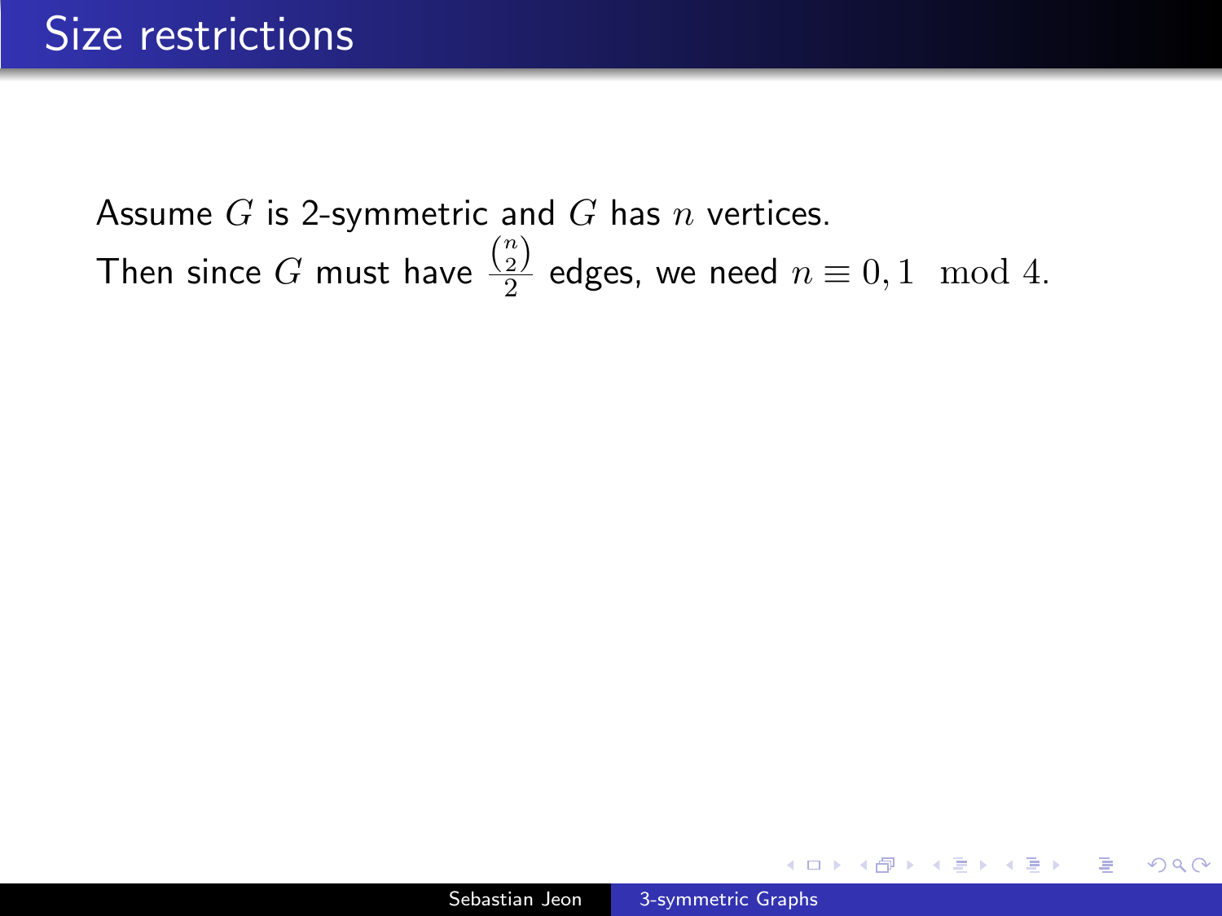# Size restrictions

Assume $G$ is 2-symmetric and $G$ has $n$ vertices.
Then since $G$ must have $\frac{\binom{n}{2}}{2}$ edges, we need $n \equiv 0, 1 \mod 4$.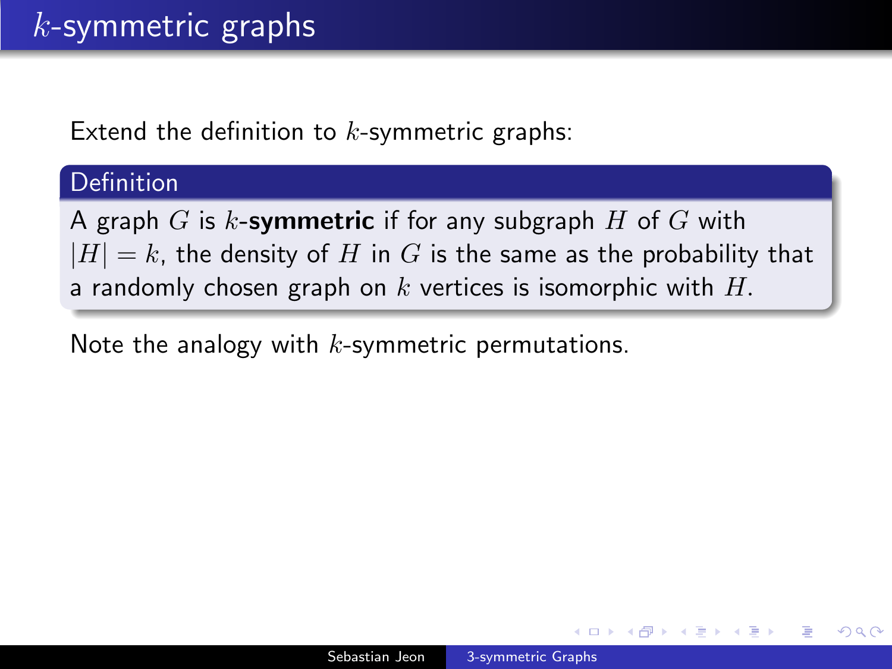# $k$-symmetric graphs

Extend the definition to $k$-symmetric graphs:

**Definition**

A graph $G$ is $k$-**symmetric** if for any subgraph $H$ of $G$ with $|H| = k$, the density of $H$ in $G$ is the same as the probability that a randomly chosen graph on $k$ vertices is isomorphic with $H$.

Note the analogy with $k$-symmetric permutations.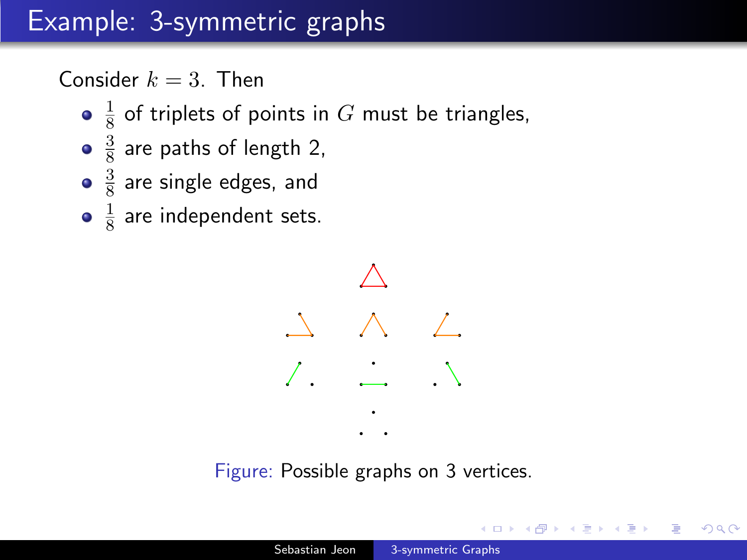# Example: 3-symmetric graphs

Consider $k = 3$. Then

- $\frac{1}{8}$ of triplets of points in $G$ must be triangles,
- $\frac{3}{8}$ are paths of length 2,
- $\frac{3}{8}$ are single edges, and
- $\frac{1}{8}$ are independent sets.

Figure: Possible graphs on 3 vertices.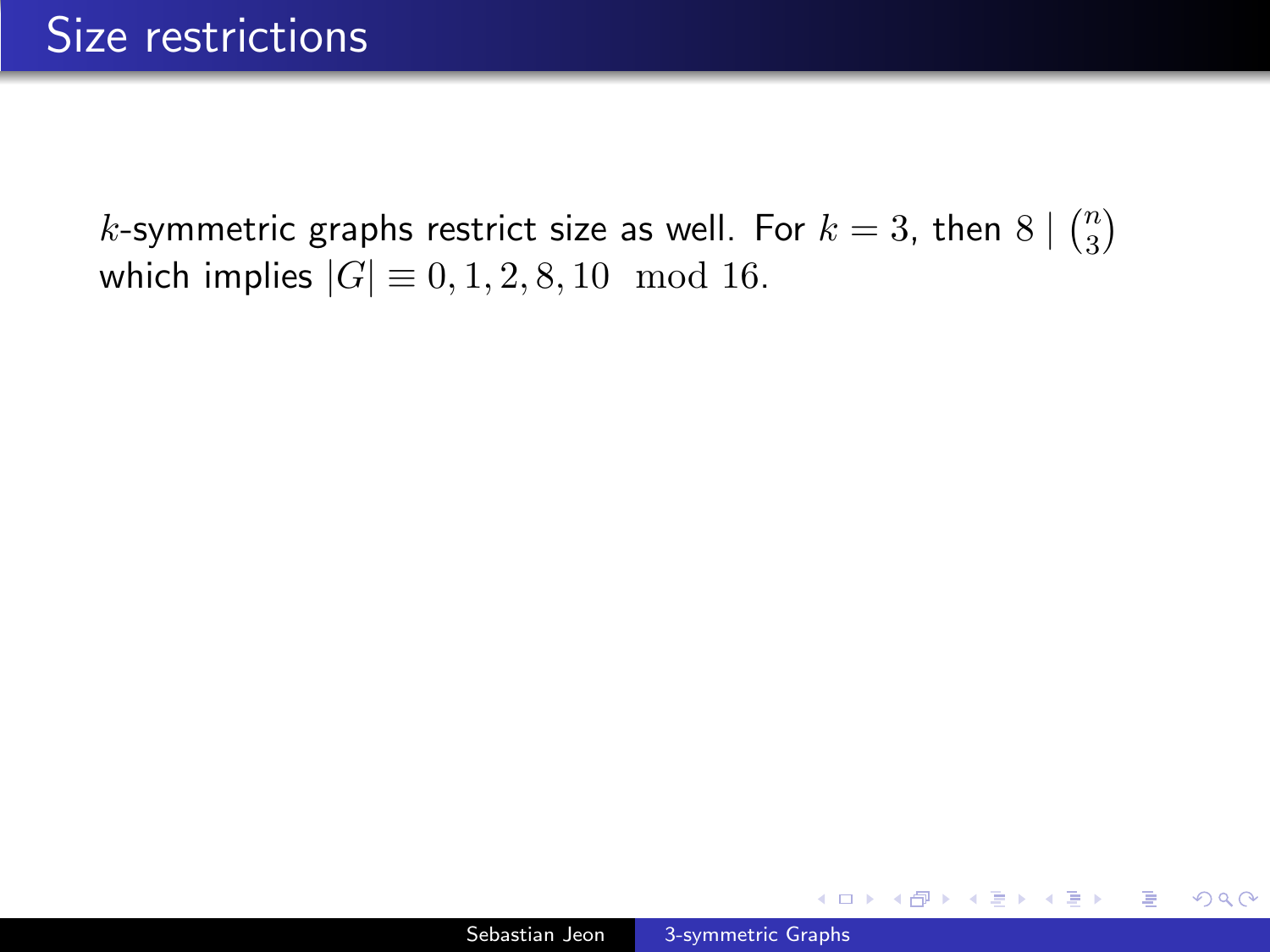# Size restrictions

$k$-symmetric graphs restrict size as well. For $k = 3$, then $8 \mid \binom{n}{3}$ which implies $|G| \equiv 0, 1, 2, 8, 10 \mod 16$.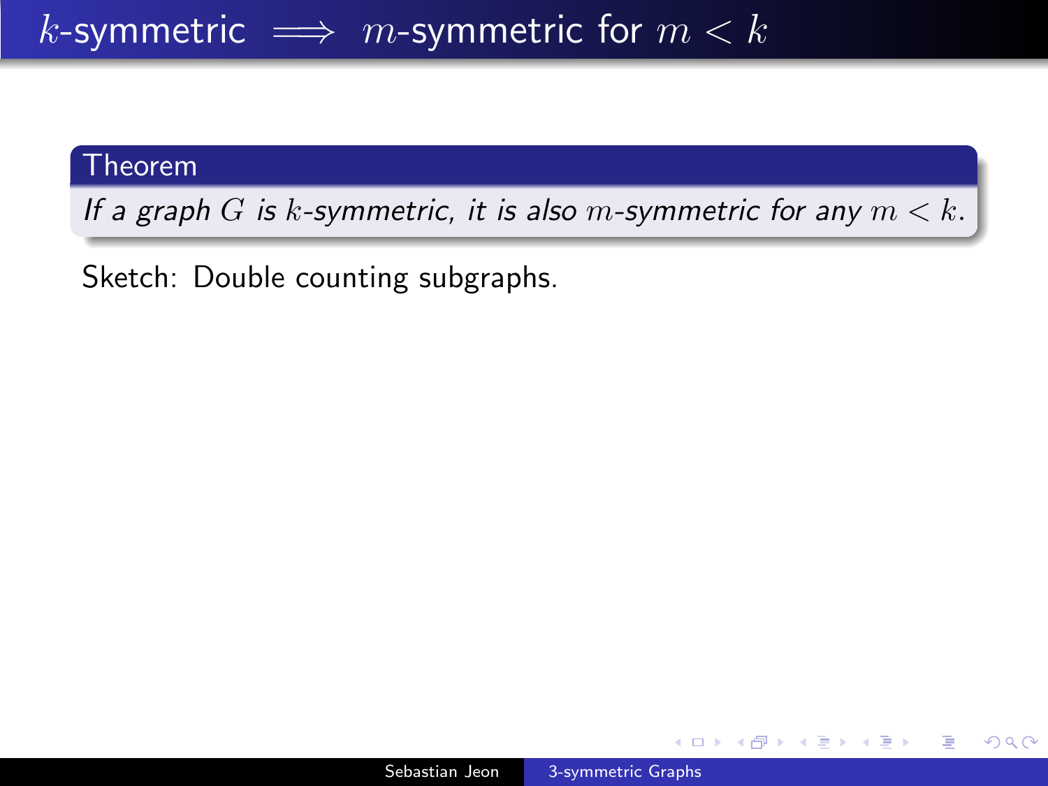# $k$-symmetric $\implies$ $m$-symmetric for $m < k$

**Theorem**

*If a graph $G$ is $k$-symmetric, it is also $m$-symmetric for any $m < k$.*

Sketch: Double counting subgraphs.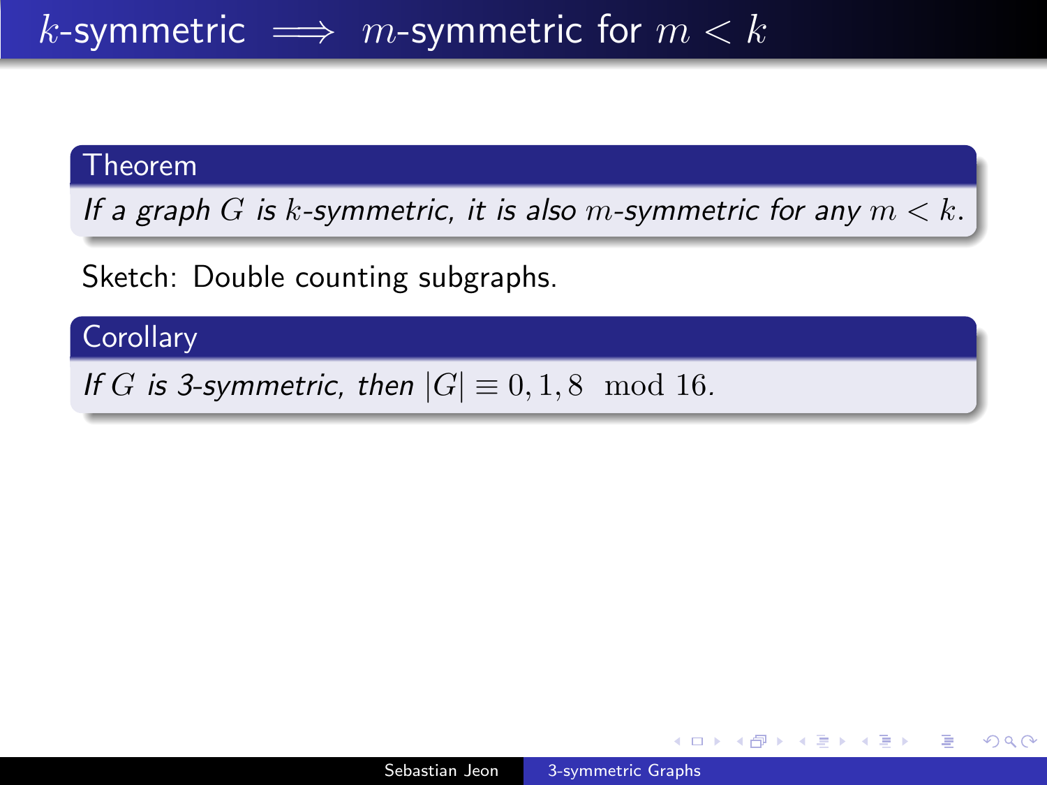# $k$-symmetric $\implies$ $m$-symmetric for $m < k$

**Theorem**

*If a graph $G$ is $k$-symmetric, it is also $m$-symmetric for any $m < k$.*

Sketch: Double counting subgraphs.

**Corollary**

*If $G$ is 3-symmetric, then $|G| \equiv 0, 1, 8 \mod 16$.*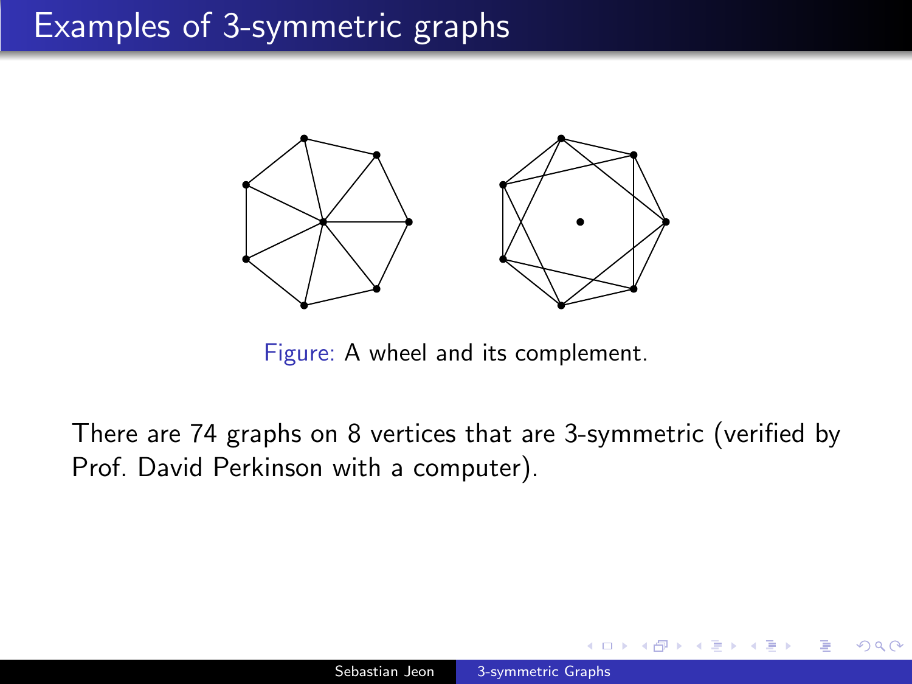# Examples of 3-symmetric graphs

Figure: A wheel and its complement.

There are 74 graphs on 8 vertices that are 3-symmetric (verified by Prof. David Perkinson with a computer).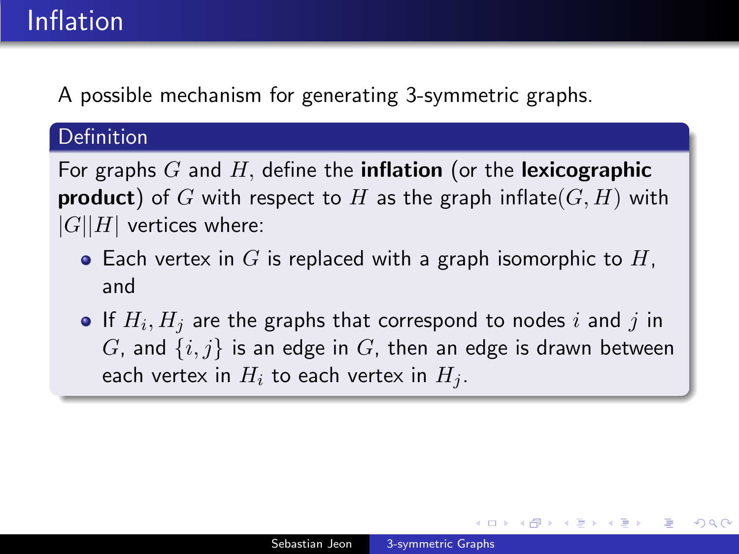# Inflation

A possible mechanism for generating 3-symmetric graphs.

**Definition**

For graphs $G$ and $H$, define the **inflation** (or the **lexicographic product**) of $G$ with respect to $H$ as the graph inflate$(G, H)$ with $|G||H|$ vertices where:

- Each vertex in $G$ is replaced with a graph isomorphic to $H$, and
- If $H_i, H_j$ are the graphs that correspond to nodes $i$ and $j$ in $G$, and $\{i, j\}$ is an edge in $G$, then an edge is drawn between each vertex in $H_i$ to each vertex in $H_j$.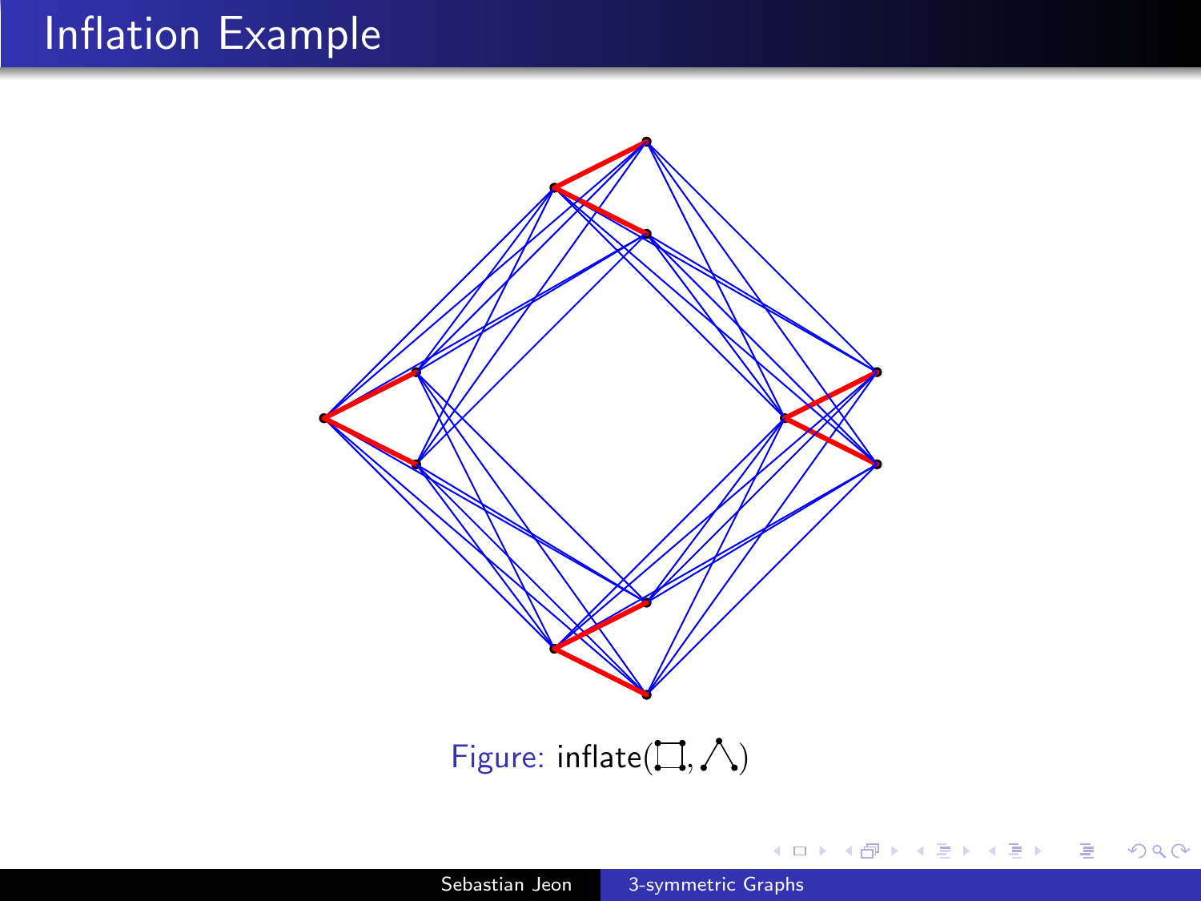# Inflation Example

Figure: inflate(□, ⋀)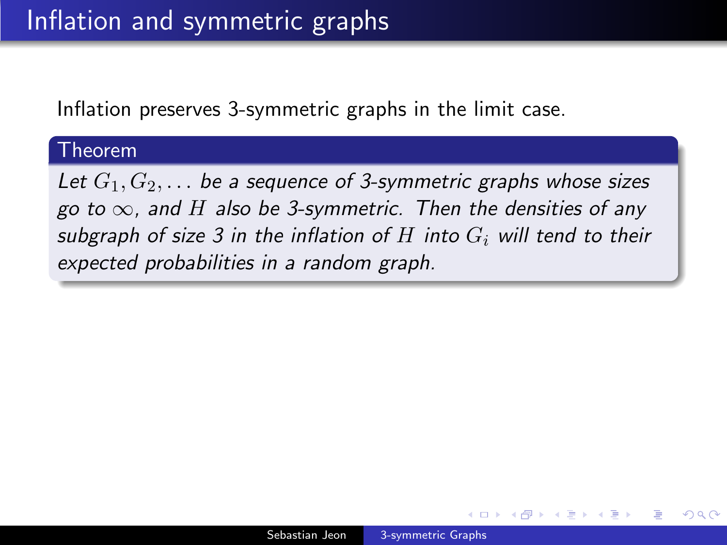# Inflation and symmetric graphs

Inflation preserves 3-symmetric graphs in the limit case.

**Theorem**

*Let $G_1, G_2, \ldots$ be a sequence of 3-symmetric graphs whose sizes go to $\infty$, and $H$ also be 3-symmetric. Then the densities of any subgraph of size 3 in the inflation of $H$ into $G_i$ will tend to their expected probabilities in a random graph.*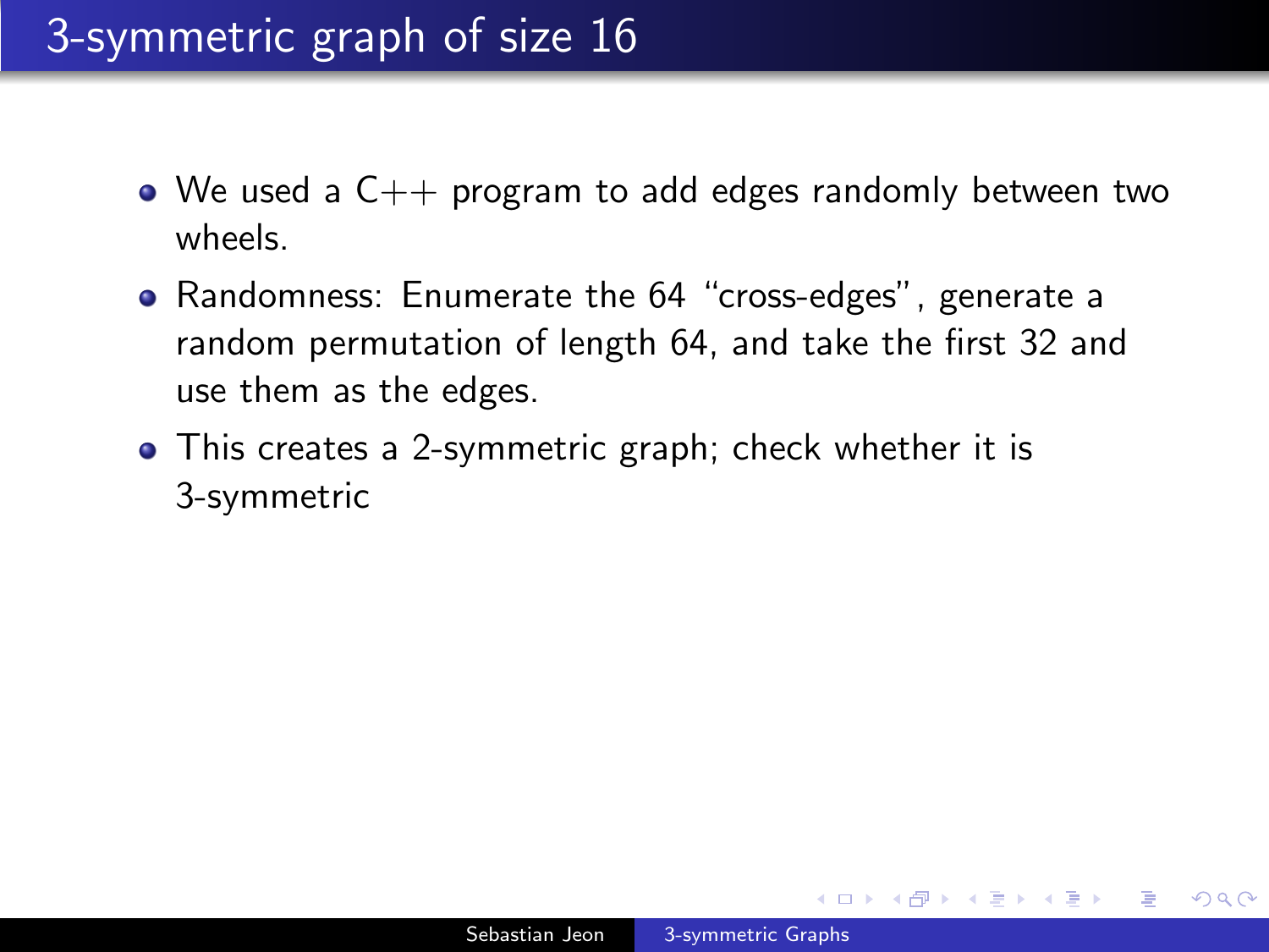# 3-symmetric graph of size 16

- We used a C++ program to add edges randomly between two wheels.
- Randomness: Enumerate the 64 "cross-edges", generate a random permutation of length 64, and take the first 32 and use them as the edges.
- This creates a 2-symmetric graph; check whether it is 3-symmetric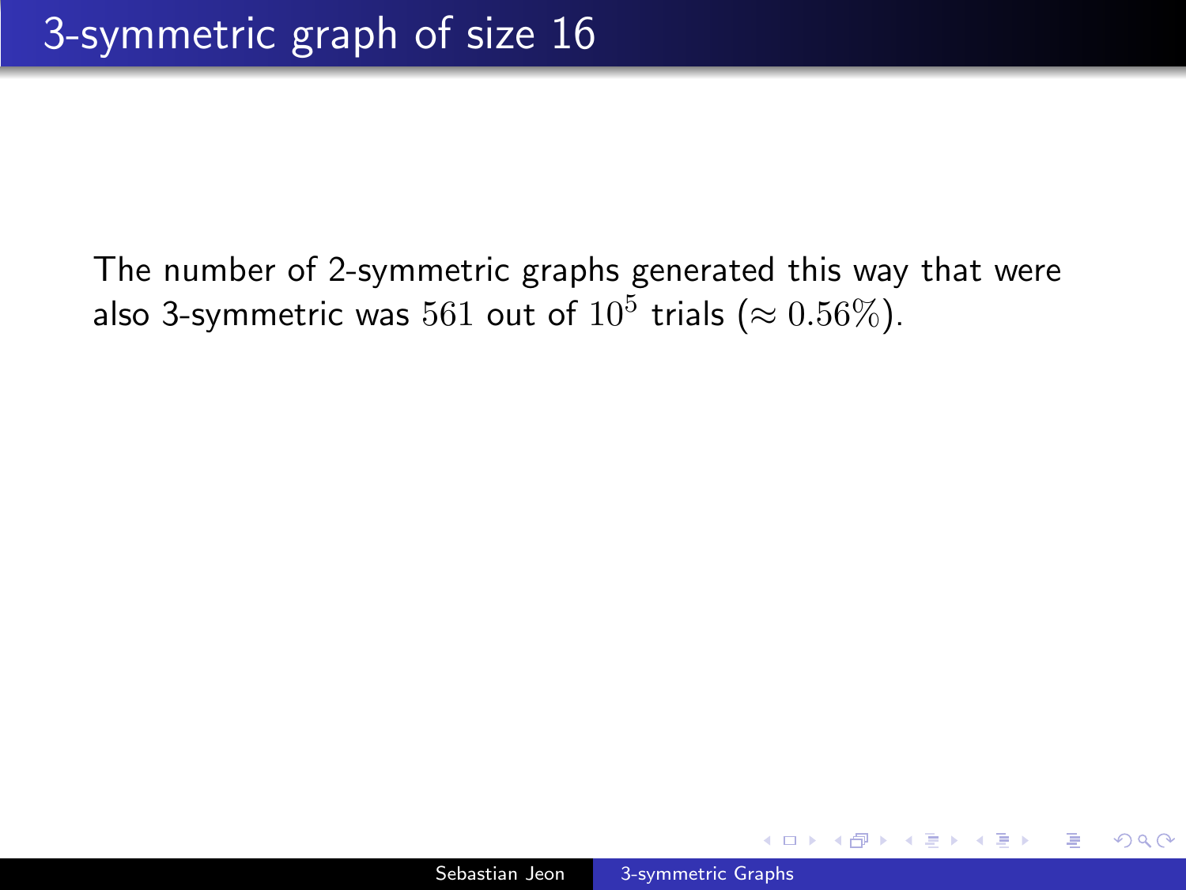# 3-symmetric graph of size 16

The number of 2-symmetric graphs generated this way that were also 3-symmetric was $561$ out of $10^5$ trials ($\approx 0.56\%$).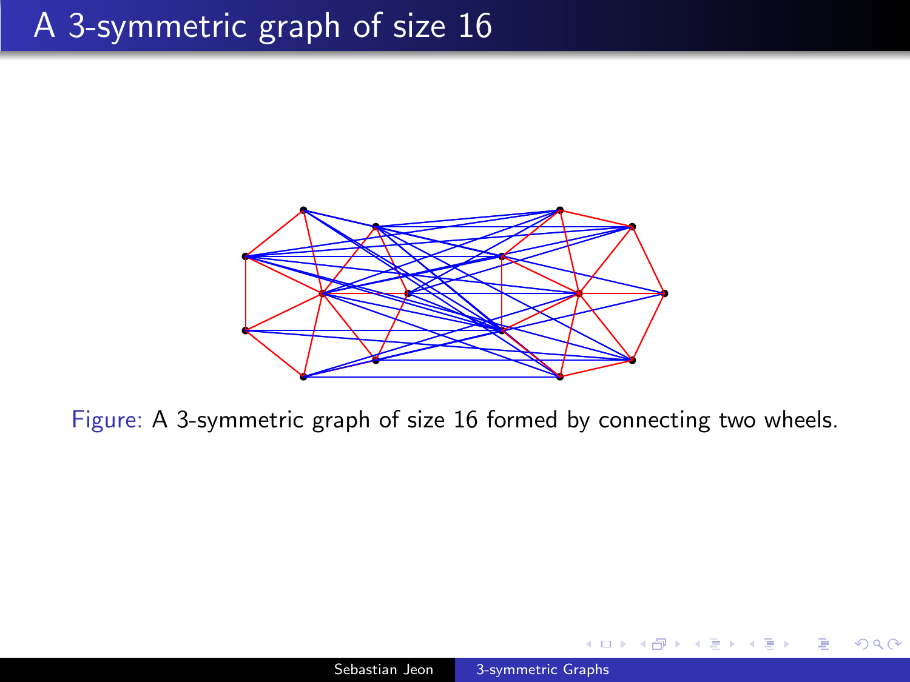# A 3-symmetric graph of size 16

Figure: A 3-symmetric graph of size 16 formed by connecting two wheels.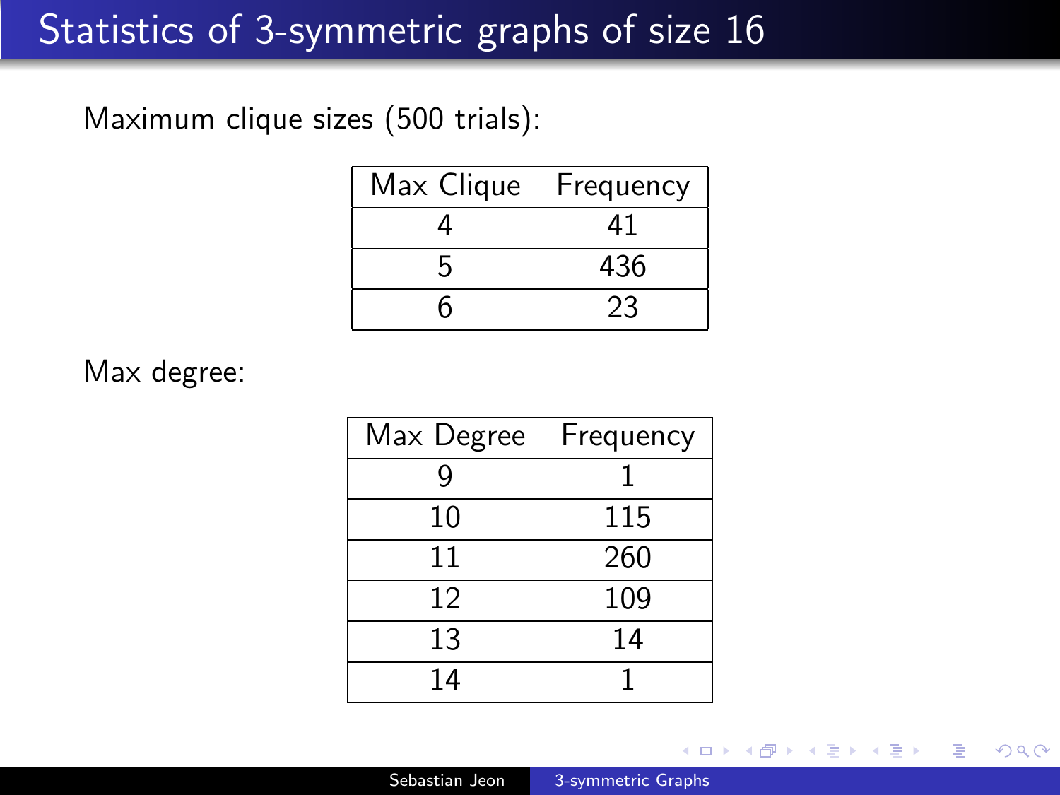# Statistics of 3-symmetric graphs of size 16

Maximum clique sizes (500 trials):

| Max Clique | Frequency |
|---|---|
| 4 | 41 |
| 5 | 436 |
| 6 | 23 |

Max degree:

| Max Degree | Frequency |
|---|---|
| 9 | 1 |
| 10 | 115 |
| 11 | 260 |
| 12 | 109 |
| 13 | 14 |
| 14 | 1 |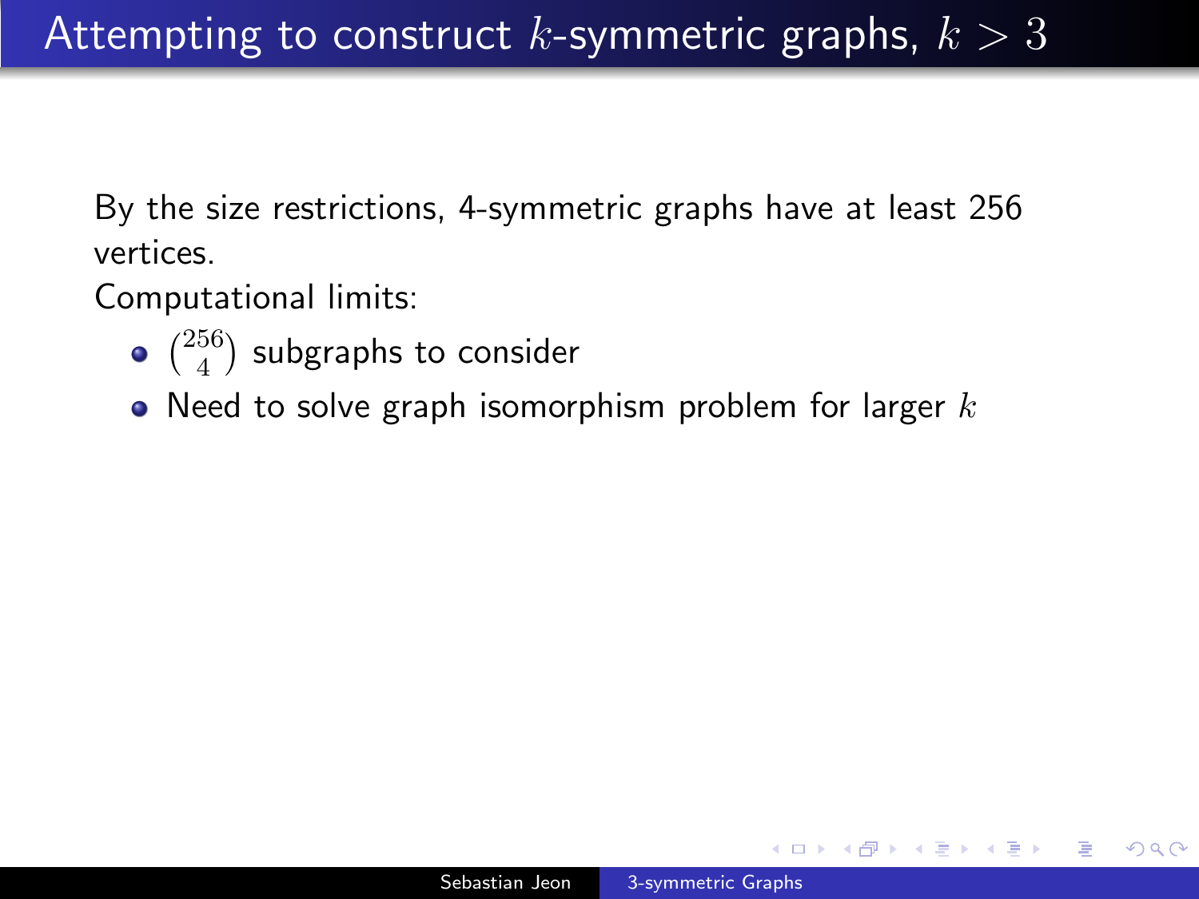# Attempting to construct $k$-symmetric graphs, $k > 3$

By the size restrictions, 4-symmetric graphs have at least 256 vertices.

Computational limits:

- $\binom{256}{4}$ subgraphs to consider
- Need to solve graph isomorphism problem for larger $k$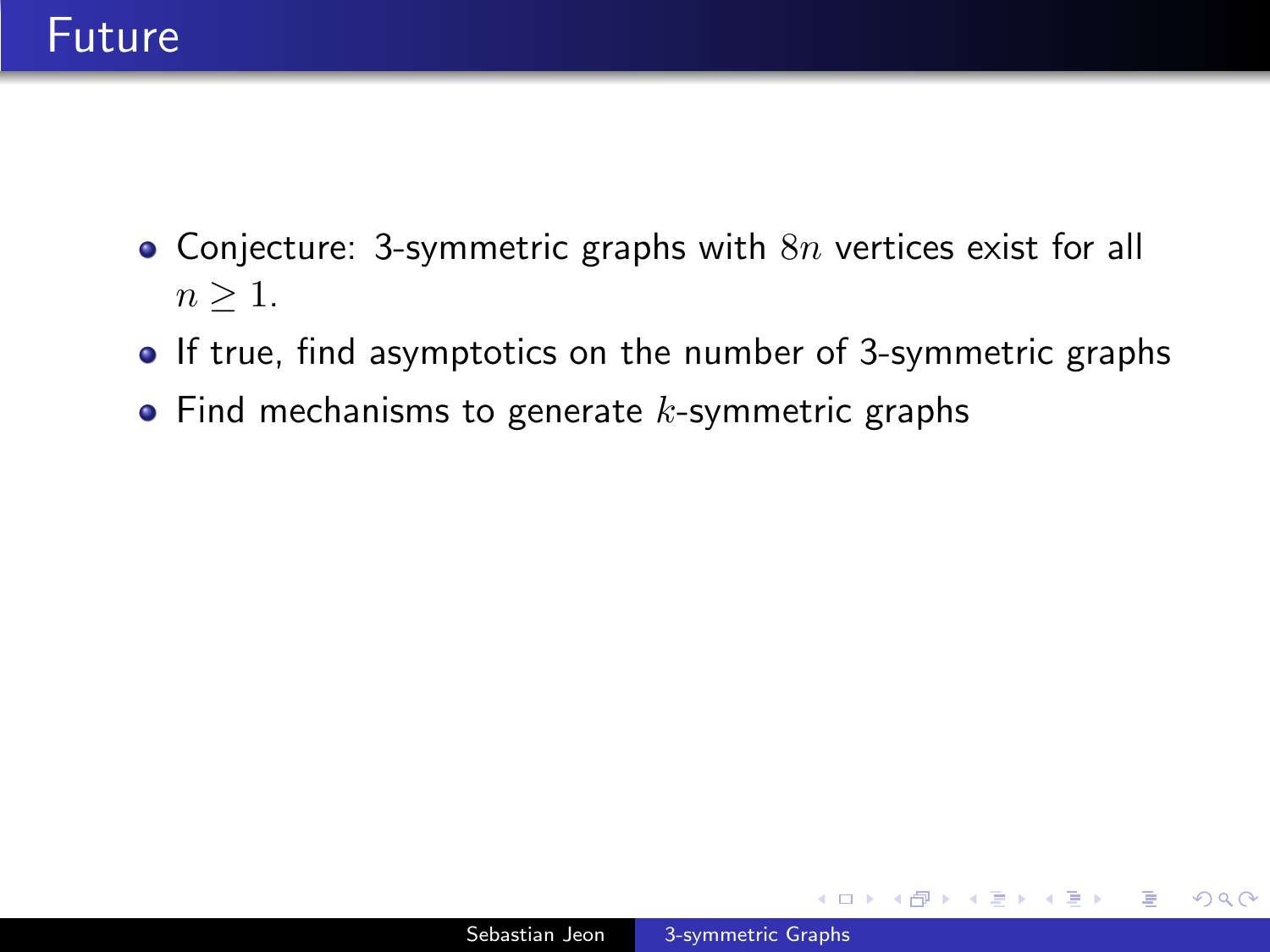# Future

- Conjecture: 3-symmetric graphs with $8n$ vertices exist for all $n \geq 1$.
- If true, find asymptotics on the number of 3-symmetric graphs
- Find mechanisms to generate $k$-symmetric graphs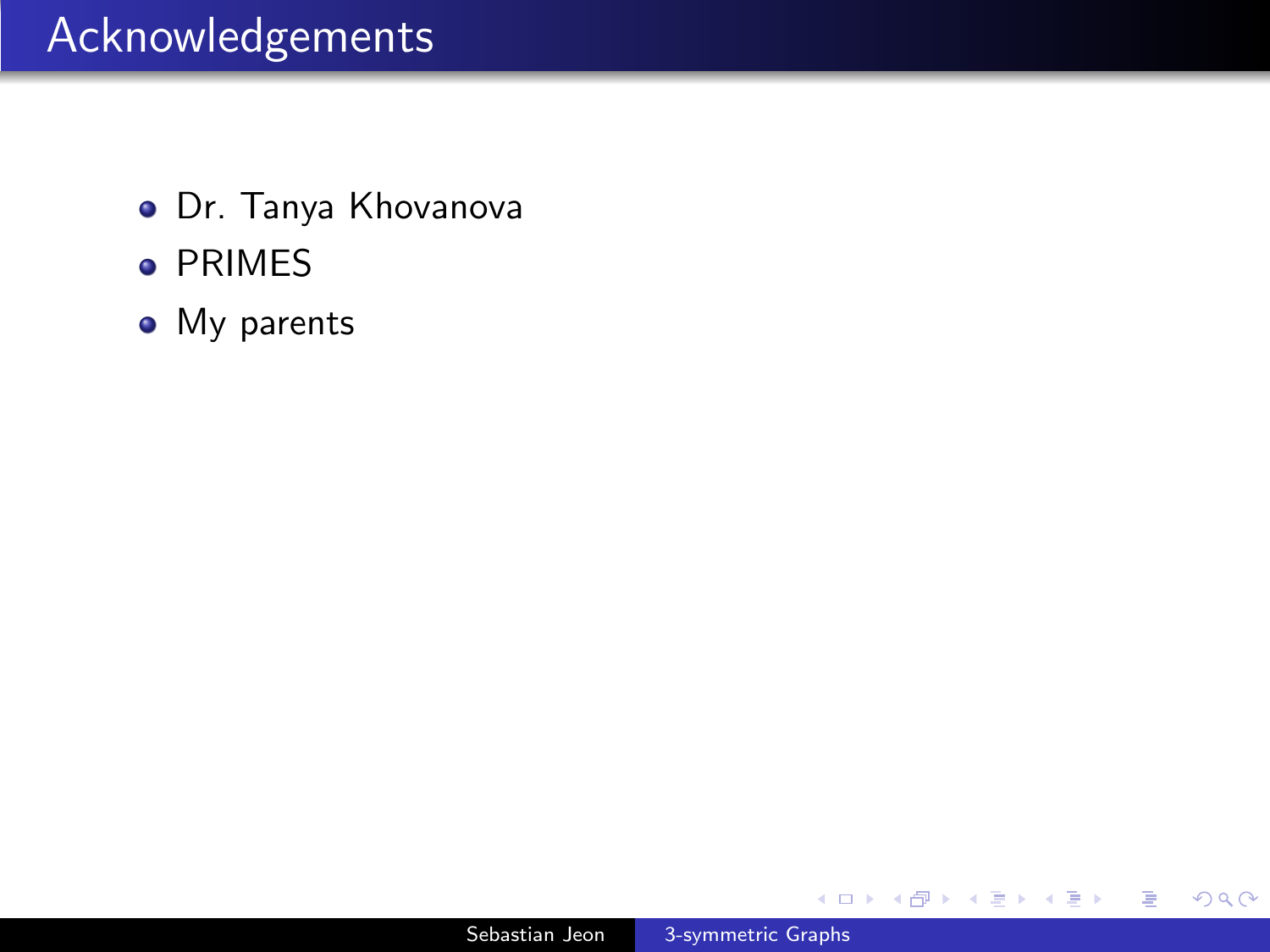# Acknowledgements

- Dr. Tanya Khovanova
- PRIMES
- My parents